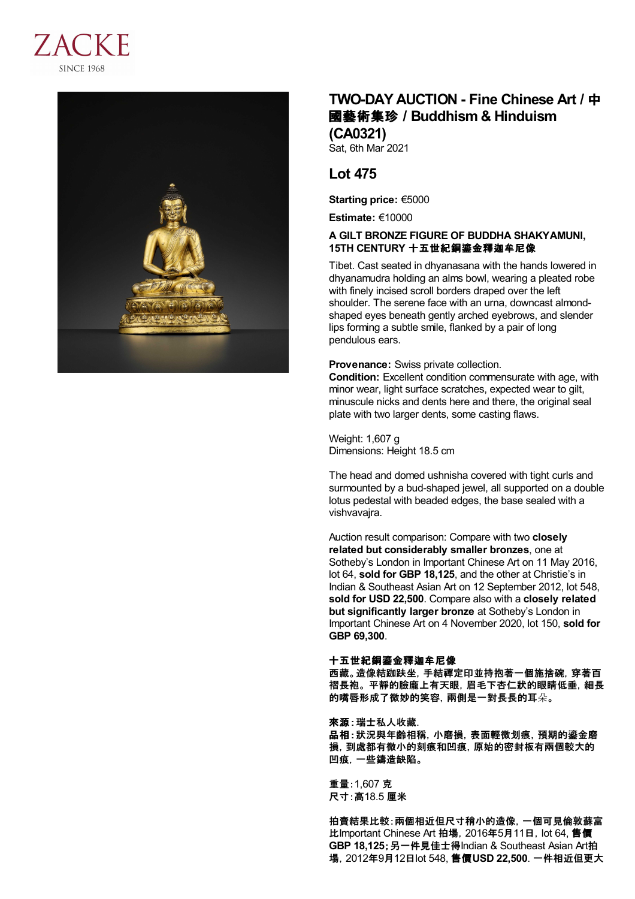# TWO-DAY AUCTION - Fine Chinese Art / 中國藝術集珍 / Buddhism & Hinduism (CA0321)

Sat, 6th Mar 2021

## Lot 475

**Starting price:** €5000

**Estimate:** €10000

### A GILT BRONZE FIGURE OF BUDDHA SHAKYAMUNI, 15TH CENTURY 十五世紀銅鎏金釋迦牟尼像

Tibet. Cast seated in dhyanasana with the hands lowered in dhyanamudra holding an alms bowl, wearing a pleated robe with finely incised scroll borders draped over the left shoulder. The serene face with an urna, downcast almond-shaped eyes beneath gently arched eyebrows, and slender lips forming a subtle smile, flanked by a pair of long pendulous ears.

**Provenance:** Swiss private collection.
**Condition:** Excellent condition commensurate with age, with minor wear, light surface scratches, expected wear to gilt, minuscule nicks and dents here and there, the original seal plate with two larger dents, some casting flaws.

Weight: 1,607 g
Dimensions: Height 18.5 cm

The head and domed ushnisha covered with tight curls and surmounted by a bud-shaped jewel, all supported on a double lotus pedestal with beaded edges, the base sealed with a vishvavajra.

Auction result comparison: Compare with two **closely related but considerably smaller bronzes**, one at Sotheby's London in Important Chinese Art on 11 May 2016, lot 64, **sold for GBP 18,125**, and the other at Christie's in Indian & Southeast Asian Art on 12 September 2012, lot 548, **sold for USD 22,500**. Compare also with a **closely related but significantly larger bronze** at Sotheby's London in Important Chinese Art on 4 November 2020, lot 150, **sold for GBP 69,300**.

**十五世紀銅鎏金釋迦牟尼像**
**西藏。造像結跏趺坐，手結禪定印並持抱著一個施捨碗，穿著百褶長袍。平靜的臉龐上有天眼，眉毛下杏仁狀的眼睛低垂，細長的嘴唇形成了微妙的笑容，兩側是一對長長的耳朵。**

**來源：瑞士私人收藏.**
**品相：狀況與年齡相稱，小磨損，表面輕微划痕，預期的鎏金磨損，到處都有微小的刻痕和凹痕，原始的密封板有兩個較大的凹痕，一些鑄造缺陷。**

**重量：**1,607 **克**
**尺寸：高**18.5 **厘米**

**拍賣結果比較：兩個相近但尺寸稍小的造像，一個可見倫敦蘇富比**Important Chinese Art **拍場，**2016**年**5**月**11**日，**lot 64, **售價 GBP 18,125；另一件見佳士得**Indian & Southeast Asian Art**拍場，**2012**年**9**月**12**日**lot 548, **售價USD 22,500**. **一件相近但更大**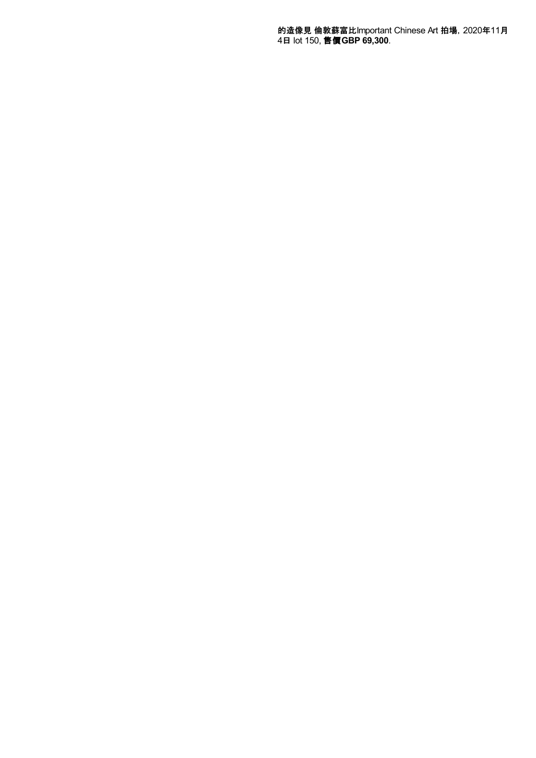**的造像見 倫敦蘇富比**Important Chinese Art **拍場**, 2020**年**11**月**4**日** lot 150, **售價GBP 69,300**.